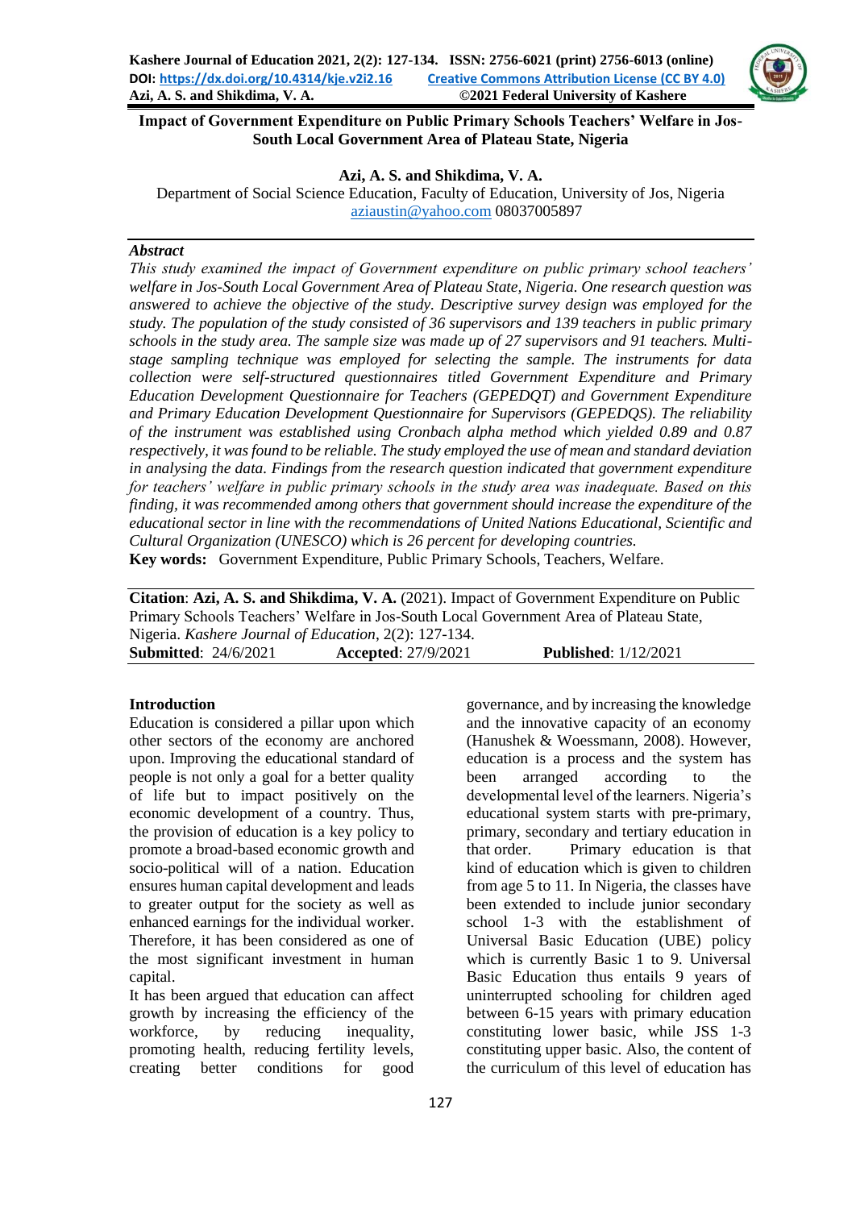**Kashere Journal of Education 2021, 2(2): 127-134. ISSN: 2756-6021 (print) 2756-6013 (online)**
**DOI: https://dx.doi.org/10.4314/kje.v2i2.16** **Creative Commons Attribution License (CC BY 4.0)**
**Azi, A. S. and Shikdima, V. A.** **©2021 Federal University of Kashere**

# Impact of Government Expenditure on Public Primary Schools Teachers' Welfare in Jos-South Local Government Area of Plateau State, Nigeria

**Azi, A. S. and Shikdima, V. A.**

Department of Social Science Education, Faculty of Education, University of Jos, Nigeria
aziaustin@yahoo.com 08037005897

***Abstract***

*This study examined the impact of Government expenditure on public primary school teachers' welfare in Jos-South Local Government Area of Plateau State, Nigeria. One research question was answered to achieve the objective of the study. Descriptive survey design was employed for the study. The population of the study consisted of 36 supervisors and 139 teachers in public primary schools in the study area. The sample size was made up of 27 supervisors and 91 teachers. Multi-stage sampling technique was employed for selecting the sample. The instruments for data collection were self-structured questionnaires titled Government Expenditure and Primary Education Development Questionnaire for Teachers (GEPEDQT) and Government Expenditure and Primary Education Development Questionnaire for Supervisors (GEPEDQS). The reliability of the instrument was established using Cronbach alpha method which yielded 0.89 and 0.87 respectively, it was found to be reliable. The study employed the use of mean and standard deviation in analysing the data. Findings from the research question indicated that government expenditure for teachers' welfare in public primary schools in the study area was inadequate. Based on this finding, it was recommended among others that government should increase the expenditure of the educational sector in line with the recommendations of United Nations Educational, Scientific and Cultural Organization (UNESCO) which is 26 percent for developing countries.*

**Key words:** Government Expenditure, Public Primary Schools, Teachers, Welfare.

**Citation**: **Azi, A. S. and Shikdima, V. A.** (2021). Impact of Government Expenditure on Public Primary Schools Teachers' Welfare in Jos-South Local Government Area of Plateau State, Nigeria. *Kashere Journal of Education*, 2(2): 127-134.
**Submitted**: 24/6/2021 **Accepted**: 27/9/2021 **Published**: 1/12/2021

## Introduction

Education is considered a pillar upon which other sectors of the economy are anchored upon. Improving the educational standard of people is not only a goal for a better quality of life but to impact positively on the economic development of a country. Thus, the provision of education is a key policy to promote a broad-based economic growth and socio-political will of a nation. Education ensures human capital development and leads to greater output for the society as well as enhanced earnings for the individual worker. Therefore, it has been considered as one of the most significant investment in human capital.

It has been argued that education can affect growth by increasing the efficiency of the workforce, by reducing inequality, promoting health, reducing fertility levels, creating better conditions for good governance, and by increasing the knowledge and the innovative capacity of an economy (Hanushek & Woessmann, 2008). However, education is a process and the system has been arranged according to the developmental level of the learners. Nigeria's educational system starts with pre-primary, primary, secondary and tertiary education in that order. Primary education is that kind of education which is given to children from age 5 to 11. In Nigeria, the classes have been extended to include junior secondary school 1-3 with the establishment of Universal Basic Education (UBE) policy which is currently Basic 1 to 9. Universal Basic Education thus entails 9 years of uninterrupted schooling for children aged between 6-15 years with primary education constituting lower basic, while JSS 1-3 constituting upper basic. Also, the content of the curriculum of this level of education has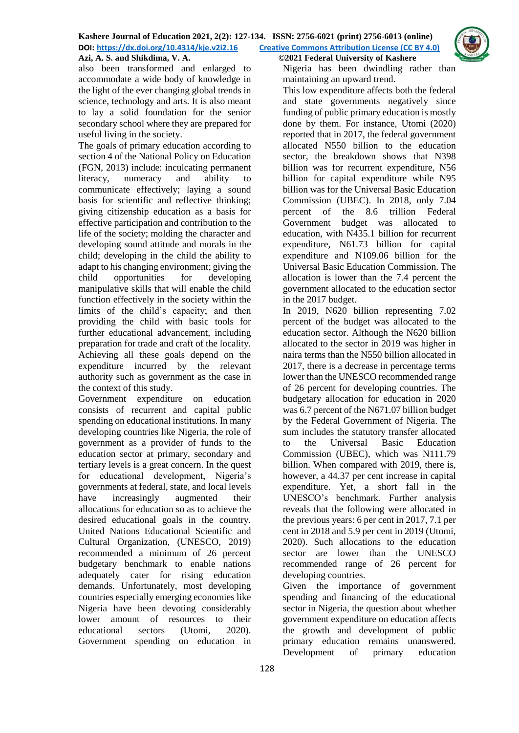also been transformed and enlarged to accommodate a wide body of knowledge in the light of the ever changing global trends in science, technology and arts. It is also meant to lay a solid foundation for the senior secondary school where they are prepared for useful living in the society.

The goals of primary education according to section 4 of the National Policy on Education (FGN, 2013) include: inculcating permanent literacy, numeracy and ability to communicate effectively; laying a sound basis for scientific and reflective thinking; giving citizenship education as a basis for effective participation and contribution to the life of the society; molding the character and developing sound attitude and morals in the child; developing in the child the ability to adapt to his changing environment; giving the child opportunities for developing manipulative skills that will enable the child function effectively in the society within the limits of the child's capacity; and then providing the child with basic tools for further educational advancement, including preparation for trade and craft of the locality. Achieving all these goals depend on the expenditure incurred by the relevant authority such as government as the case in the context of this study.

Government expenditure on education consists of recurrent and capital public spending on educational institutions. In many developing countries like Nigeria, the role of government as a provider of funds to the education sector at primary, secondary and tertiary levels is a great concern. In the quest for educational development, Nigeria's governments at federal, state, and local levels have increasingly augmented their allocations for education so as to achieve the desired educational goals in the country. United Nations Educational Scientific and Cultural Organization, (UNESCO, 2019) recommended a minimum of 26 percent budgetary benchmark to enable nations adequately cater for rising education demands. Unfortunately, most developing countries especially emerging economies like Nigeria have been devoting considerably lower amount of resources to their educational sectors (Utomi, 2020). Government spending on education in Nigeria has been dwindling rather than maintaining an upward trend.

This low expenditure affects both the federal and state governments negatively since funding of public primary education is mostly done by them. For instance, Utomi (2020) reported that in 2017, the federal government allocated N550 billion to the education sector, the breakdown shows that N398 billion was for recurrent expenditure, N56 billion for capital expenditure while N95 billion was for the Universal Basic Education Commission (UBEC). In 2018, only 7.04 percent of the 8.6 trillion Federal Government budget was allocated to education, with N435.1 billion for recurrent expenditure, N61.73 billion for capital expenditure and N109.06 billion for the Universal Basic Education Commission. The allocation is lower than the 7.4 percent the government allocated to the education sector in the 2017 budget.

In 2019, N620 billion representing 7.02 percent of the budget was allocated to the education sector. Although the N620 billion allocated to the sector in 2019 was higher in naira terms than the N550 billion allocated in 2017, there is a decrease in percentage terms lower than the UNESCO recommended range of 26 percent for developing countries. The budgetary allocation for education in 2020 was 6.7 percent of the N671.07 billion budget by the Federal Government of Nigeria. The sum includes the statutory transfer allocated to the Universal Basic Education Commission (UBEC), which was N111.79 billion. When compared with 2019, there is, however, a 44.37 per cent increase in capital expenditure. Yet, a short fall in the UNESCO's benchmark. Further analysis reveals that the following were allocated in the previous years: 6 per cent in 2017, 7.1 per cent in 2018 and 5.9 per cent in 2019 (Utomi, 2020). Such allocations to the education sector are lower than the UNESCO recommended range of 26 percent for developing countries.

Given the importance of government spending and financing of the educational sector in Nigeria, the question about whether government expenditure on education affects the growth and development of public primary education remains unanswered. Development of primary education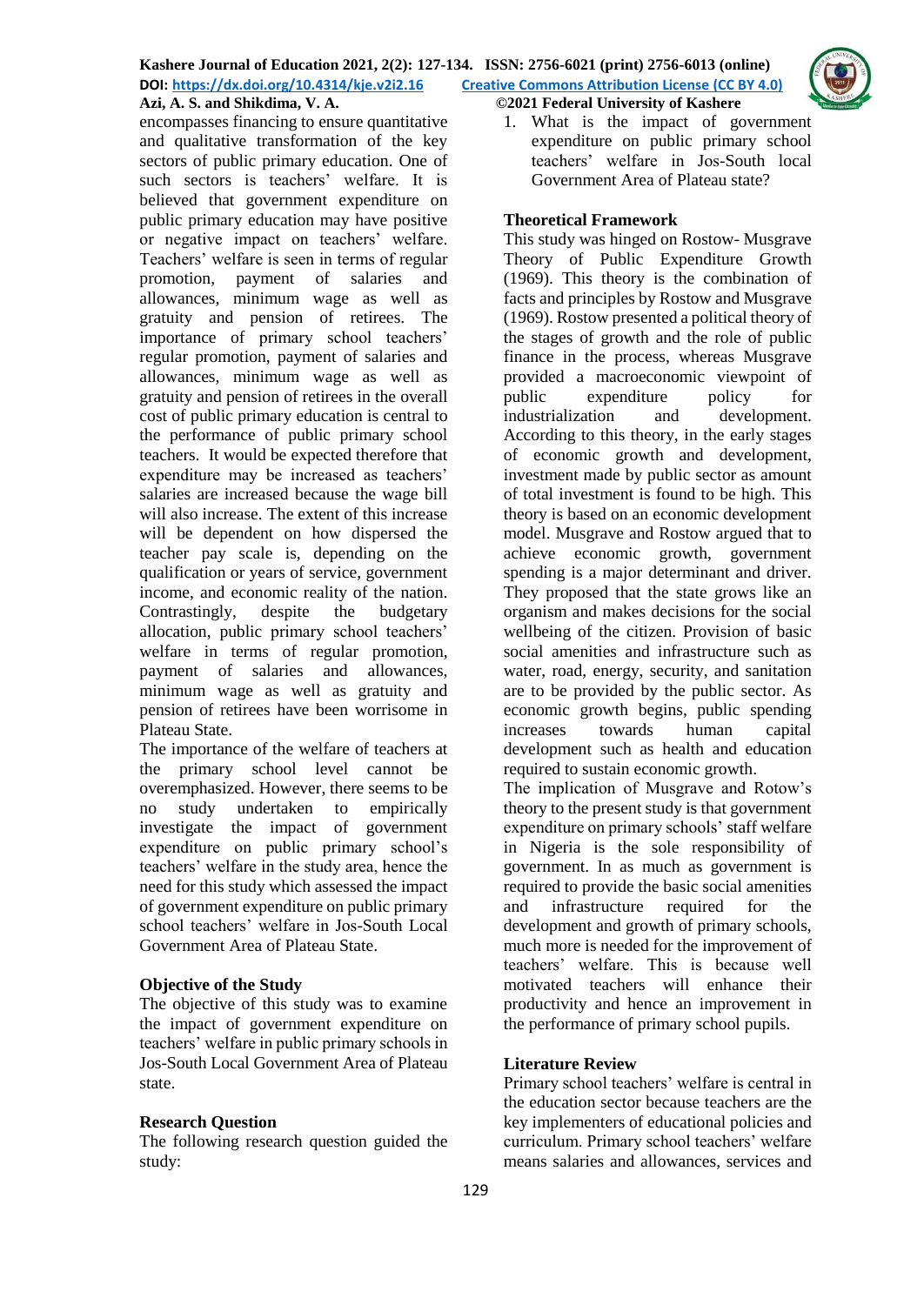encompasses financing to ensure quantitative and qualitative transformation of the key sectors of public primary education. One of such sectors is teachers' welfare. It is believed that government expenditure on public primary education may have positive or negative impact on teachers' welfare. Teachers' welfare is seen in terms of regular promotion, payment of salaries and allowances, minimum wage as well as gratuity and pension of retirees. The importance of primary school teachers' regular promotion, payment of salaries and allowances, minimum wage as well as gratuity and pension of retirees in the overall cost of public primary education is central to the performance of public primary school teachers. It would be expected therefore that expenditure may be increased as teachers' salaries are increased because the wage bill will also increase. The extent of this increase will be dependent on how dispersed the teacher pay scale is, depending on the qualification or years of service, government income, and economic reality of the nation. Contrastingly, despite the budgetary allocation, public primary school teachers' welfare in terms of regular promotion, payment of salaries and allowances, minimum wage as well as gratuity and pension of retirees have been worrisome in Plateau State.

The importance of the welfare of teachers at the primary school level cannot be overemphasized. However, there seems to be no study undertaken to empirically investigate the impact of government expenditure on public primary school's teachers' welfare in the study area, hence the need for this study which assessed the impact of government expenditure on public primary school teachers' welfare in Jos-South Local Government Area of Plateau State.

## Objective of the Study

The objective of this study was to examine the impact of government expenditure on teachers' welfare in public primary schools in Jos-South Local Government Area of Plateau state.

## Research Question

The following research question guided the study:

1. What is the impact of government expenditure on public primary school teachers' welfare in Jos-South local Government Area of Plateau state?

## Theoretical Framework

This study was hinged on Rostow- Musgrave Theory of Public Expenditure Growth (1969). This theory is the combination of facts and principles by Rostow and Musgrave (1969). Rostow presented a political theory of the stages of growth and the role of public finance in the process, whereas Musgrave provided a macroeconomic viewpoint of public expenditure policy for industrialization and development. According to this theory, in the early stages of economic growth and development, investment made by public sector as amount of total investment is found to be high. This theory is based on an economic development model. Musgrave and Rostow argued that to achieve economic growth, government spending is a major determinant and driver. They proposed that the state grows like an organism and makes decisions for the social wellbeing of the citizen. Provision of basic social amenities and infrastructure such as water, road, energy, security, and sanitation are to be provided by the public sector. As economic growth begins, public spending increases towards human capital development such as health and education required to sustain economic growth.

The implication of Musgrave and Rotow's theory to the present study is that government expenditure on primary schools' staff welfare in Nigeria is the sole responsibility of government. In as much as government is required to provide the basic social amenities and infrastructure required for the development and growth of primary schools, much more is needed for the improvement of teachers' welfare. This is because well motivated teachers will enhance their productivity and hence an improvement in the performance of primary school pupils.

## Literature Review

Primary school teachers' welfare is central in the education sector because teachers are the key implementers of educational policies and curriculum. Primary school teachers' welfare means salaries and allowances, services and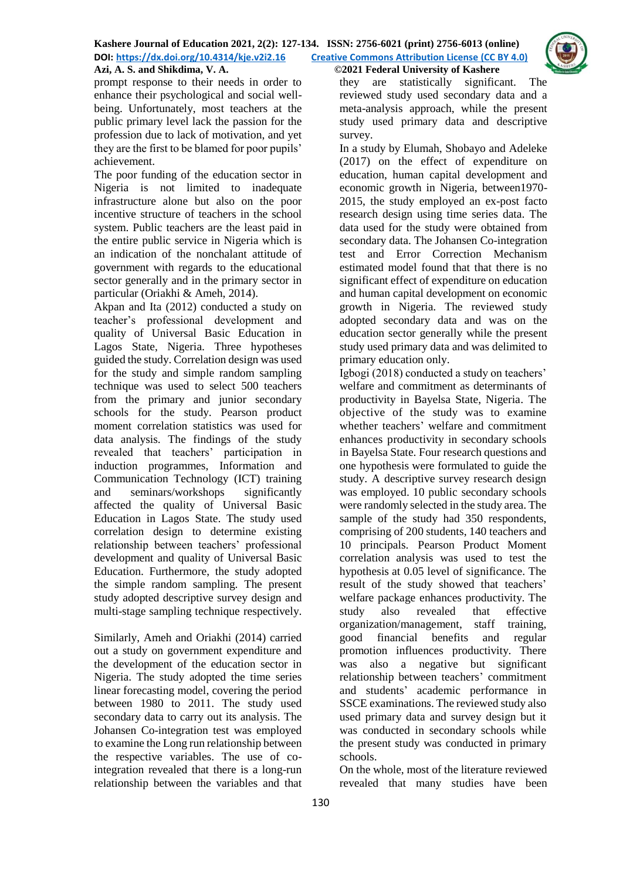prompt response to their needs in order to enhance their psychological and social well-being. Unfortunately, most teachers at the public primary level lack the passion for the profession due to lack of motivation, and yet they are the first to be blamed for poor pupils' achievement.

The poor funding of the education sector in Nigeria is not limited to inadequate infrastructure alone but also on the poor incentive structure of teachers in the school system. Public teachers are the least paid in the entire public service in Nigeria which is an indication of the nonchalant attitude of government with regards to the educational sector generally and in the primary sector in particular (Oriakhi & Ameh, 2014).

Akpan and Ita (2012) conducted a study on teacher's professional development and quality of Universal Basic Education in Lagos State, Nigeria. Three hypotheses guided the study. Correlation design was used for the study and simple random sampling technique was used to select 500 teachers from the primary and junior secondary schools for the study. Pearson product moment correlation statistics was used for data analysis. The findings of the study revealed that teachers' participation in induction programmes, Information and Communication Technology (ICT) training and seminars/workshops significantly affected the quality of Universal Basic Education in Lagos State. The study used correlation design to determine existing relationship between teachers' professional development and quality of Universal Basic Education. Furthermore, the study adopted the simple random sampling. The present study adopted descriptive survey design and multi-stage sampling technique respectively.

Similarly, Ameh and Oriakhi (2014) carried out a study on government expenditure and the development of the education sector in Nigeria. The study adopted the time series linear forecasting model, covering the period between 1980 to 2011. The study used secondary data to carry out its analysis. The Johansen Co-integration test was employed to examine the Long run relationship between the respective variables. The use of co-integration revealed that there is a long-run relationship between the variables and that they are statistically significant. The reviewed study used secondary data and a meta-analysis approach, while the present study used primary data and descriptive survey.

In a study by Elumah, Shobayo and Adeleke (2017) on the effect of expenditure on education, human capital development and economic growth in Nigeria, between1970-2015, the study employed an ex-post facto research design using time series data. The data used for the study were obtained from secondary data. The Johansen Co-integration test and Error Correction Mechanism estimated model found that that there is no significant effect of expenditure on education and human capital development on economic growth in Nigeria. The reviewed study adopted secondary data and was on the education sector generally while the present study used primary data and was delimited to primary education only.

Igbogi (2018) conducted a study on teachers' welfare and commitment as determinants of productivity in Bayelsa State, Nigeria. The objective of the study was to examine whether teachers' welfare and commitment enhances productivity in secondary schools in Bayelsa State. Four research questions and one hypothesis were formulated to guide the study. A descriptive survey research design was employed. 10 public secondary schools were randomly selected in the study area. The sample of the study had 350 respondents, comprising of 200 students, 140 teachers and 10 principals. Pearson Product Moment correlation analysis was used to test the hypothesis at 0.05 level of significance. The result of the study showed that teachers' welfare package enhances productivity. The study also revealed that effective organization/management, staff training, good financial benefits and regular promotion influences productivity. There was also a negative but significant relationship between teachers' commitment and students' academic performance in SSCE examinations. The reviewed study also used primary data and survey design but it was conducted in secondary schools while the present study was conducted in primary schools.

On the whole, most of the literature reviewed revealed that many studies have been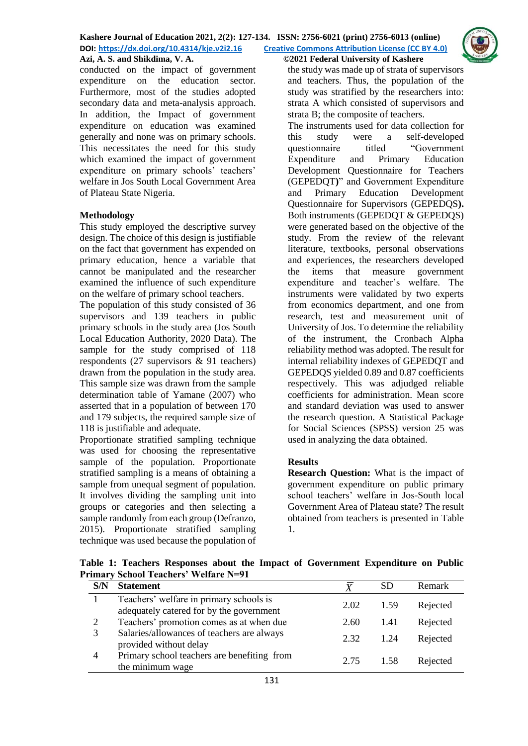conducted on the impact of government expenditure on the education sector. Furthermore, most of the studies adopted secondary data and meta-analysis approach. In addition, the Impact of government expenditure on education was examined generally and none was on primary schools. This necessitates the need for this study which examined the impact of government expenditure on primary schools' teachers' welfare in Jos South Local Government Area of Plateau State Nigeria.

## Methodology

This study employed the descriptive survey design. The choice of this design is justifiable on the fact that government has expended on primary education, hence a variable that cannot be manipulated and the researcher examined the influence of such expenditure on the welfare of primary school teachers.

The population of this study consisted of 36 supervisors and 139 teachers in public primary schools in the study area (Jos South Local Education Authority, 2020 Data). The sample for the study comprised of 118 respondents (27 supervisors & 91 teachers) drawn from the population in the study area. This sample size was drawn from the sample determination table of Yamane (2007) who asserted that in a population of between 170 and 179 subjects, the required sample size of 118 is justifiable and adequate.

Proportionate stratified sampling technique was used for choosing the representative sample of the population. Proportionate stratified sampling is a means of obtaining a sample from unequal segment of population. It involves dividing the sampling unit into groups or categories and then selecting a sample randomly from each group (Defranzo, 2015). Proportionate stratified sampling technique was used because the population of the study was made up of strata of supervisors and teachers. Thus, the population of the study was stratified by the researchers into: strata A which consisted of supervisors and strata B; the composite of teachers.

The instruments used for data collection for this study were a self-developed questionnaire titled "Government Expenditure and Primary Education Development Questionnaire for Teachers (GEPEDQT)" and Government Expenditure and Primary Education Development Questionnaire for Supervisors (GEPEDQS). Both instruments (GEPEDQT & GEPEDQS) were generated based on the objective of the study. From the review of the relevant literature, textbooks, personal observations and experiences, the researchers developed the items that measure government expenditure and teacher's welfare. The instruments were validated by two experts from economics department, and one from research, test and measurement unit of University of Jos. To determine the reliability of the instrument, the Cronbach Alpha reliability method was adopted. The result for internal reliability indexes of GEPEDQT and GEPEDQS yielded 0.89 and 0.87 coefficients respectively. This was adjudged reliable coefficients for administration. Mean score and standard deviation was used to answer the research question. A Statistical Package for Social Sciences (SPSS) version 25 was used in analyzing the data obtained.

## Results

**Research Question:** What is the impact of government expenditure on public primary school teachers' welfare in Jos-South local Government Area of Plateau state? The result obtained from teachers is presented in Table 1.

**Table 1: Teachers Responses about the Impact of Government Expenditure on Public Primary School Teachers' Welfare N=91**

| S/N | Statement | $\bar{X}$ | SD | Remark |
|---|---|---|---|---|
| 1 | Teachers' welfare in primary schools is adequately catered for by the government | 2.02 | 1.59 | Rejected |
| 2 | Teachers' promotion comes as at when due | 2.60 | 1.41 | Rejected |
| 3 | Salaries/allowances of teachers are always provided without delay | 2.32 | 1.24 | Rejected |
| 4 | Primary school teachers are benefiting from the minimum wage | 2.75 | 1.58 | Rejected |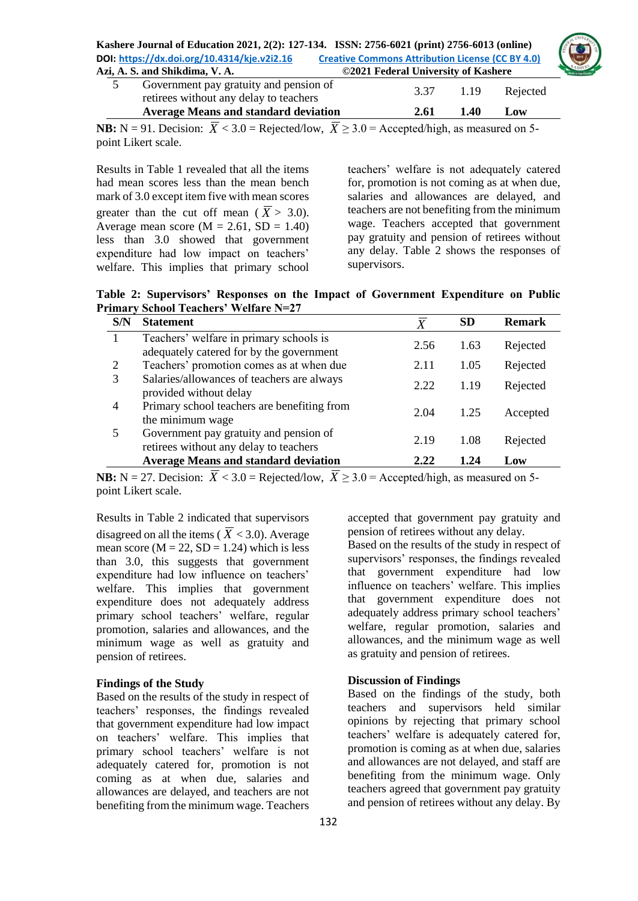| 5 | Government pay gratuity and pension of retirees without any delay to teachers | 3.37 | 1.19 | Rejected |
|---|---|---|---|---|
| | **Average Means and standard deviation** | **2.61** | **1.40** | **Low** |

**NB:** N = 91. Decision: $\overline{X}$ < 3.0 = Rejected/low, $\overline{X}$ ≥ 3.0 = Accepted/high, as measured on 5-point Likert scale.

Results in Table 1 revealed that all the items had mean scores less than the mean bench mark of 3.0 except item five with mean scores greater than the cut off mean ($\overline{X}$ > 3.0). Average mean score (M = 2.61, SD = 1.40) less than 3.0 showed that government expenditure had low impact on teachers' welfare. This implies that primary school teachers' welfare is not adequately catered for, promotion is not coming as at when due, salaries and allowances are delayed, and teachers are not benefiting from the minimum wage. Teachers accepted that government pay gratuity and pension of retirees without any delay. Table 2 shows the responses of supervisors.

**Table 2: Supervisors' Responses on the Impact of Government Expenditure on Public Primary School Teachers' Welfare N=27**

| S/N | Statement | $\overline{X}$ | SD | Remark |
|---|---|---|---|---|
| 1 | Teachers' welfare in primary schools is adequately catered for by the government | 2.56 | 1.63 | Rejected |
| 2 | Teachers' promotion comes as at when due | 2.11 | 1.05 | Rejected |
| 3 | Salaries/allowances of teachers are always provided without delay | 2.22 | 1.19 | Rejected |
| 4 | Primary school teachers are benefiting from the minimum wage | 2.04 | 1.25 | Accepted |
| 5 | Government pay gratuity and pension of retirees without any delay to teachers | 2.19 | 1.08 | Rejected |
| | **Average Means and standard deviation** | **2.22** | **1.24** | **Low** |

**NB:** N = 27. Decision: $\overline{X}$ < 3.0 = Rejected/low, $\overline{X}$ ≥ 3.0 = Accepted/high, as measured on 5-point Likert scale.

Results in Table 2 indicated that supervisors disagreed on all the items ($\overline{X}$ < 3.0). Average mean score (M = 22, SD = 1.24) which is less than 3.0, this suggests that government expenditure had low influence on teachers' welfare. This implies that government expenditure does not adequately address primary school teachers' welfare, regular promotion, salaries and allowances, and the minimum wage as well as gratuity and pension of retirees.

## Findings of the Study

Based on the results of the study in respect of teachers' responses, the findings revealed that government expenditure had low impact on teachers' welfare. This implies that primary school teachers' welfare is not adequately catered for, promotion is not coming as at when due, salaries and allowances are delayed, and teachers are not benefiting from the minimum wage. Teachers accepted that government pay gratuity and pension of retirees without any delay.

Based on the results of the study in respect of supervisors' responses, the findings revealed that government expenditure had low influence on teachers' welfare. This implies that government expenditure does not adequately address primary school teachers' welfare, regular promotion, salaries and allowances, and the minimum wage as well as gratuity and pension of retirees.

## Discussion of Findings

Based on the findings of the study, both teachers and supervisors held similar opinions by rejecting that primary school teachers' welfare is adequately catered for, promotion is coming as at when due, salaries and allowances are not delayed, and staff are benefiting from the minimum wage. Only teachers agreed that government pay gratuity and pension of retirees without any delay. By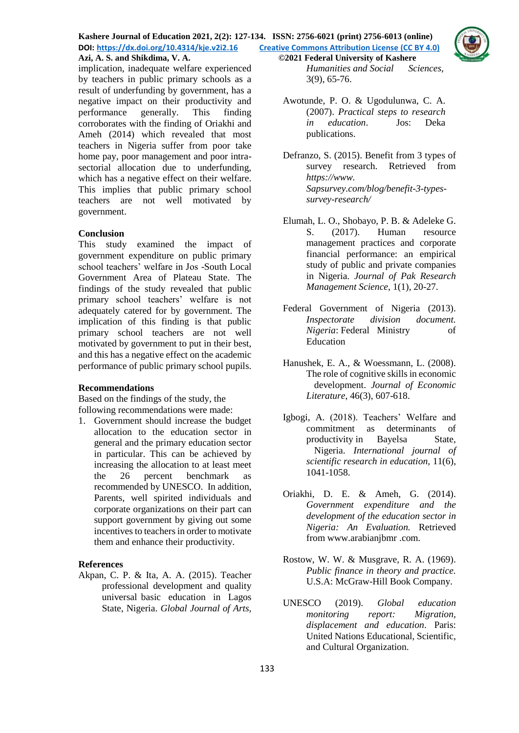implication, inadequate welfare experienced by teachers in public primary schools as a result of underfunding by government, has a negative impact on their productivity and performance generally. This finding corroborates with the finding of Oriakhi and Ameh (2014) which revealed that most teachers in Nigeria suffer from poor take home pay, poor management and poor intra-sectorial allocation due to underfunding, which has a negative effect on their welfare. This implies that public primary school teachers are not well motivated by government.

## Conclusion

This study examined the impact of government expenditure on public primary school teachers' welfare in Jos -South Local Government Area of Plateau State. The findings of the study revealed that public primary school teachers' welfare is not adequately catered for by government. The implication of this finding is that public primary school teachers are not well motivated by government to put in their best, and this has a negative effect on the academic performance of public primary school pupils.

## Recommendations

Based on the findings of the study, the following recommendations were made:

1. Government should increase the budget allocation to the education sector in general and the primary education sector in particular. This can be achieved by increasing the allocation to at least meet the 26 percent benchmark as recommended by UNESCO. In addition, Parents, well spirited individuals and corporate organizations on their part can support government by giving out some incentives to teachers in order to motivate them and enhance their productivity.

## References

Akpan, C. P. & Ita, A. A. (2015). Teacher professional development and quality universal basic education in Lagos State, Nigeria. *Global Journal of Arts, Humanities and Social Sciences*, 3(9), 65-76.

Awotunde, P. O. & Ugodulunwa, C. A. (2007). *Practical steps to research in education*. Jos: Deka publications.

Defranzo, S. (2015). Benefit from 3 types of survey research. Retrieved from *https://www. Sapsurvey.com/blog/benefit-3-types-survey-research/*

Elumah, L. O., Shobayo, P. B. & Adeleke G. S. (2017). Human resource management practices and corporate financial performance: an empirical study of public and private companies in Nigeria. *Journal of Pak Research Management Science*, 1(1), 20-27.

Federal Government of Nigeria (2013). *Inspectorate division document. Nigeria*: Federal Ministry of Education

Hanushek, E. A., & Woessmann, L. (2008). The role of cognitive skills in economic development. *Journal of Economic Literature*, 46(3), 607-618.

Igbogi, A. (2018). Teachers' Welfare and commitment as determinants of productivity in Bayelsa State, Nigeria. *International journal of scientific research in education*, 11(6), 1041-1058.

Oriakhi, D. E. & Ameh, G. (2014). *Government expenditure and the development of the education sector in Nigeria: An Evaluation.* Retrieved from www.arabianjbmr .com.

Rostow, W. W. & Musgrave, R. A. (1969). *Public finance in theory and practice.* U.S.A: McGraw-Hill Book Company.

UNESCO (2019). *Global education monitoring report: Migration, displacement and education*. Paris: United Nations Educational, Scientific, and Cultural Organization.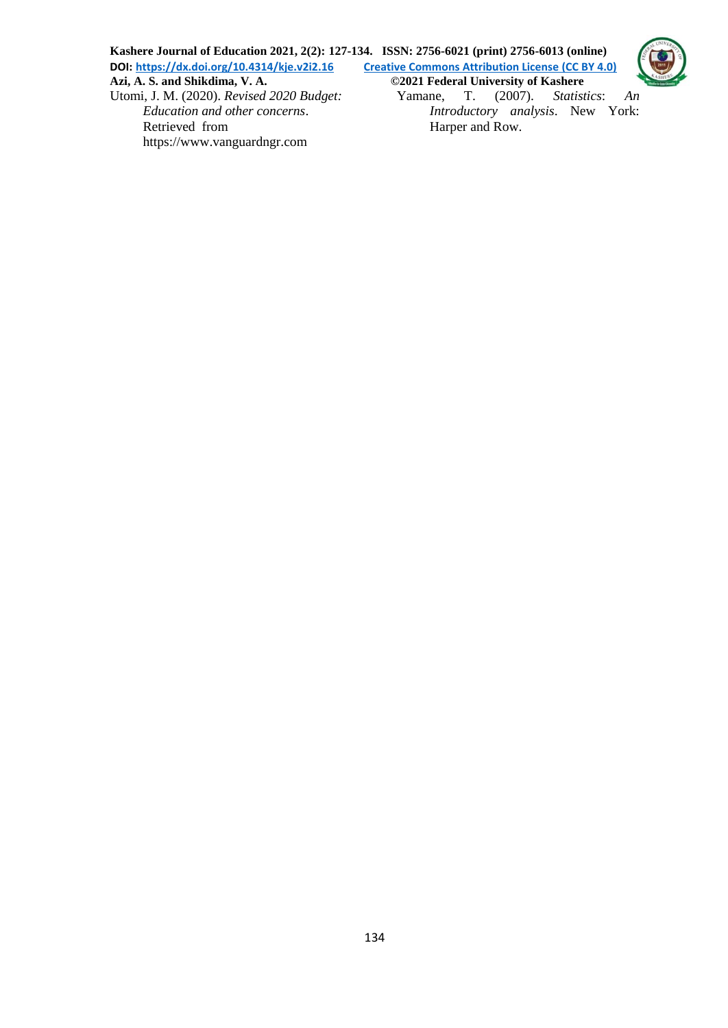Utomi, J. M. (2020). *Revised 2020 Budget: Education and other concerns*. Retrieved from https://www.vanguardngr.com

Yamane, T. (2007). *Statistics*: *An Introductory analysis*. New York: Harper and Row.